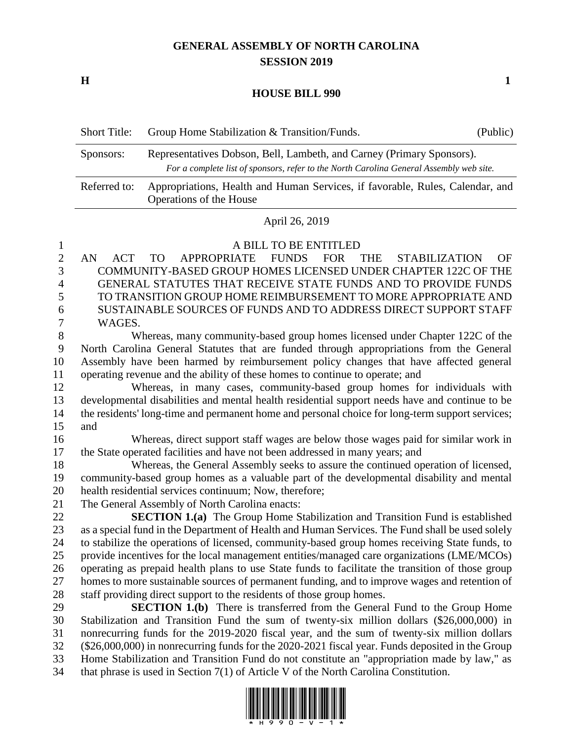# GENERAL ASSEMBLY OF NORTH CAROLINA
## SESSION 2019

**H** **1**

## HOUSE BILL 990

| | | |
|---|---|---|
| Short Title: | Group Home Stabilization & Transition/Funds. | (Public) |
| Sponsors: | Representatives Dobson, Bell, Lambeth, and Carney (Primary Sponsors). *For a complete list of sponsors, refer to the North Carolina General Assembly web site.* | |
| Referred to: | Appropriations, Health and Human Services, if favorable, Rules, Calendar, and Operations of the House | |

April 26, 2019

A BILL TO BE ENTITLED

AN ACT TO APPROPRIATE FUNDS FOR THE STABILIZATION OF COMMUNITY-BASED GROUP HOMES LICENSED UNDER CHAPTER 122C OF THE GENERAL STATUTES THAT RECEIVE STATE FUNDS AND TO PROVIDE FUNDS TO TRANSITION GROUP HOME REIMBURSEMENT TO MORE APPROPRIATE AND SUSTAINABLE SOURCES OF FUNDS AND TO ADDRESS DIRECT SUPPORT STAFF WAGES.

Whereas, many community-based group homes licensed under Chapter 122C of the North Carolina General Statutes that are funded through appropriations from the General Assembly have been harmed by reimbursement policy changes that have affected general operating revenue and the ability of these homes to continue to operate; and

Whereas, in many cases, community-based group homes for individuals with developmental disabilities and mental health residential support needs have and continue to be the residents' long-time and permanent home and personal choice for long-term support services; and

Whereas, direct support staff wages are below those wages paid for similar work in the State operated facilities and have not been addressed in many years; and

Whereas, the General Assembly seeks to assure the continued operation of licensed, community-based group homes as a valuable part of the developmental disability and mental health residential services continuum; Now, therefore;

The General Assembly of North Carolina enacts:

**SECTION 1.(a)** The Group Home Stabilization and Transition Fund is established as a special fund in the Department of Health and Human Services. The Fund shall be used solely to stabilize the operations of licensed, community-based group homes receiving State funds, to provide incentives for the local management entities/managed care organizations (LME/MCOs) operating as prepaid health plans to use State funds to facilitate the transition of those group homes to more sustainable sources of permanent funding, and to improve wages and retention of staff providing direct support to the residents of those group homes.

**SECTION 1.(b)** There is transferred from the General Fund to the Group Home Stabilization and Transition Fund the sum of twenty-six million dollars ($26,000,000) in nonrecurring funds for the 2019-2020 fiscal year, and the sum of twenty-six million dollars ($26,000,000) in nonrecurring funds for the 2020-2021 fiscal year. Funds deposited in the Group Home Stabilization and Transition Fund do not constitute an "appropriation made by law," as that phrase is used in Section 7(1) of Article V of the North Carolina Constitution.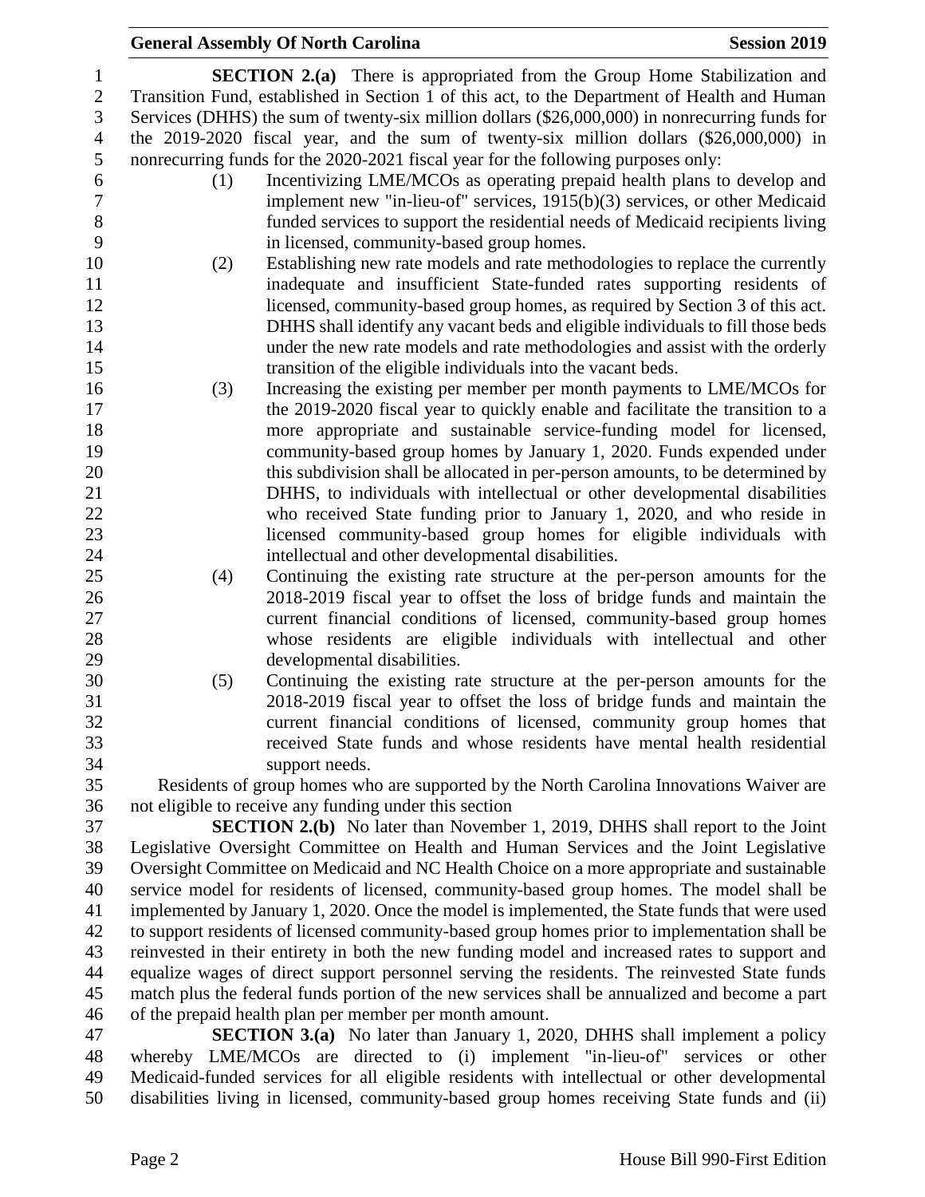**SECTION 2.(a)** There is appropriated from the Group Home Stabilization and Transition Fund, established in Section 1 of this act, to the Department of Health and Human Services (DHHS) the sum of twenty-six million dollars ($26,000,000) in nonrecurring funds for the 2019-2020 fiscal year, and the sum of twenty-six million dollars ($26,000,000) in nonrecurring funds for the 2020-2021 fiscal year for the following purposes only:

(1) Incentivizing LME/MCOs as operating prepaid health plans to develop and implement new "in-lieu-of" services, 1915(b)(3) services, or other Medicaid funded services to support the residential needs of Medicaid recipients living in licensed, community-based group homes.

(2) Establishing new rate models and rate methodologies to replace the currently inadequate and insufficient State-funded rates supporting residents of licensed, community-based group homes, as required by Section 3 of this act. DHHS shall identify any vacant beds and eligible individuals to fill those beds under the new rate models and rate methodologies and assist with the orderly transition of the eligible individuals into the vacant beds.

(3) Increasing the existing per member per month payments to LME/MCOs for the 2019-2020 fiscal year to quickly enable and facilitate the transition to a more appropriate and sustainable service-funding model for licensed, community-based group homes by January 1, 2020. Funds expended under this subdivision shall be allocated in per-person amounts, to be determined by DHHS, to individuals with intellectual or other developmental disabilities who received State funding prior to January 1, 2020, and who reside in licensed community-based group homes for eligible individuals with intellectual and other developmental disabilities.

(4) Continuing the existing rate structure at the per-person amounts for the 2018-2019 fiscal year to offset the loss of bridge funds and maintain the current financial conditions of licensed, community-based group homes whose residents are eligible individuals with intellectual and other developmental disabilities.

(5) Continuing the existing rate structure at the per-person amounts for the 2018-2019 fiscal year to offset the loss of bridge funds and maintain the current financial conditions of licensed, community group homes that received State funds and whose residents have mental health residential support needs.

Residents of group homes who are supported by the North Carolina Innovations Waiver are not eligible to receive any funding under this section

**SECTION 2.(b)** No later than November 1, 2019, DHHS shall report to the Joint Legislative Oversight Committee on Health and Human Services and the Joint Legislative Oversight Committee on Medicaid and NC Health Choice on a more appropriate and sustainable service model for residents of licensed, community-based group homes. The model shall be implemented by January 1, 2020. Once the model is implemented, the State funds that were used to support residents of licensed community-based group homes prior to implementation shall be reinvested in their entirety in both the new funding model and increased rates to support and equalize wages of direct support personnel serving the residents. The reinvested State funds match plus the federal funds portion of the new services shall be annualized and become a part of the prepaid health plan per member per month amount.

**SECTION 3.(a)** No later than January 1, 2020, DHHS shall implement a policy whereby LME/MCOs are directed to (i) implement "in-lieu-of" services or other Medicaid-funded services for all eligible residents with intellectual or other developmental disabilities living in licensed, community-based group homes receiving State funds and (ii)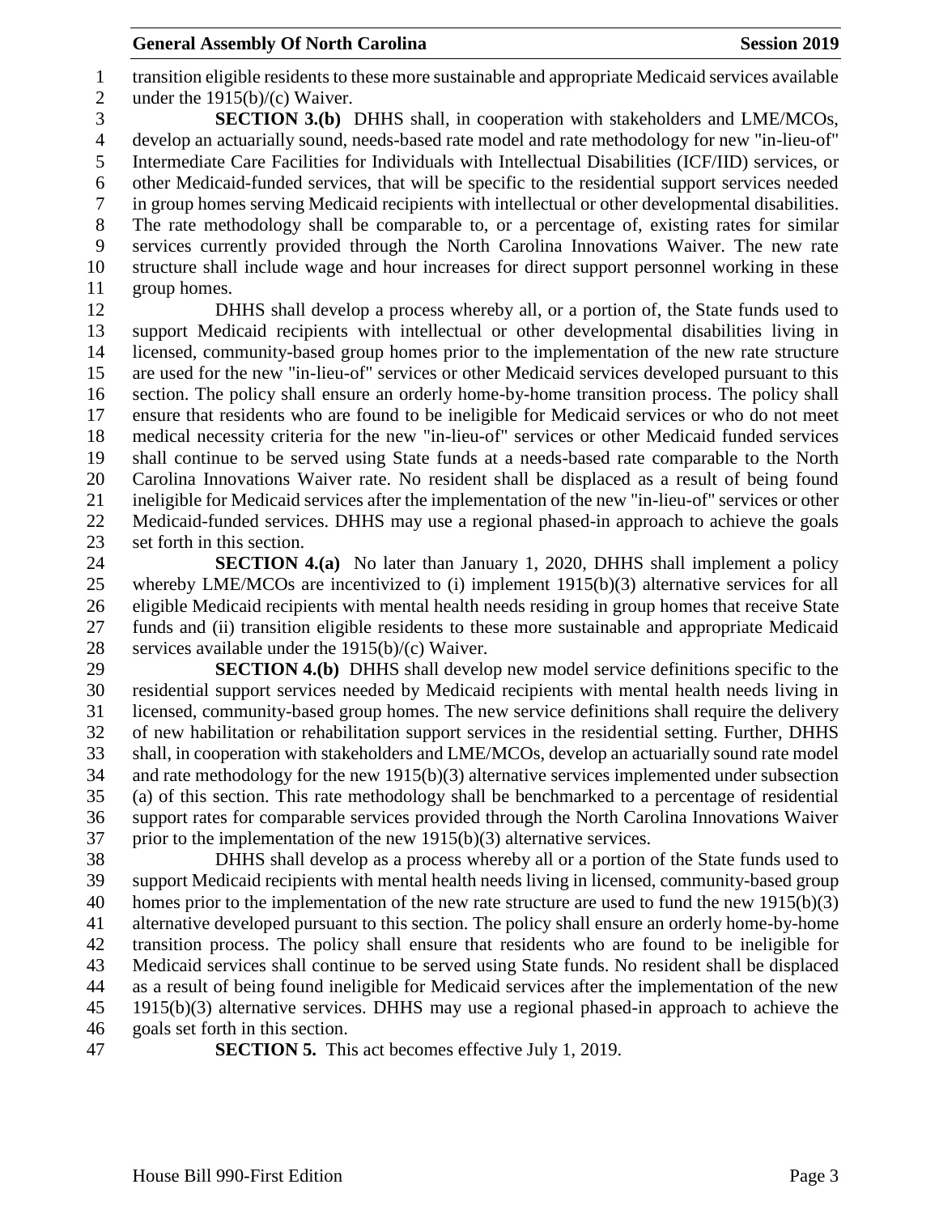transition eligible residents to these more sustainable and appropriate Medicaid services available under the 1915(b)/(c) Waiver.

**SECTION 3.(b)** DHHS shall, in cooperation with stakeholders and LME/MCOs, develop an actuarially sound, needs-based rate model and rate methodology for new "in-lieu-of" Intermediate Care Facilities for Individuals with Intellectual Disabilities (ICF/IID) services, or other Medicaid-funded services, that will be specific to the residential support services needed in group homes serving Medicaid recipients with intellectual or other developmental disabilities. The rate methodology shall be comparable to, or a percentage of, existing rates for similar services currently provided through the North Carolina Innovations Waiver. The new rate structure shall include wage and hour increases for direct support personnel working in these group homes.

DHHS shall develop a process whereby all, or a portion of, the State funds used to support Medicaid recipients with intellectual or other developmental disabilities living in licensed, community-based group homes prior to the implementation of the new rate structure are used for the new "in-lieu-of" services or other Medicaid services developed pursuant to this section. The policy shall ensure an orderly home-by-home transition process. The policy shall ensure that residents who are found to be ineligible for Medicaid services or who do not meet medical necessity criteria for the new "in-lieu-of" services or other Medicaid funded services shall continue to be served using State funds at a needs-based rate comparable to the North Carolina Innovations Waiver rate. No resident shall be displaced as a result of being found ineligible for Medicaid services after the implementation of the new "in-lieu-of" services or other Medicaid-funded services. DHHS may use a regional phased-in approach to achieve the goals set forth in this section.

**SECTION 4.(a)** No later than January 1, 2020, DHHS shall implement a policy whereby LME/MCOs are incentivized to (i) implement 1915(b)(3) alternative services for all eligible Medicaid recipients with mental health needs residing in group homes that receive State funds and (ii) transition eligible residents to these more sustainable and appropriate Medicaid services available under the 1915(b)/(c) Waiver.

**SECTION 4.(b)** DHHS shall develop new model service definitions specific to the residential support services needed by Medicaid recipients with mental health needs living in licensed, community-based group homes. The new service definitions shall require the delivery of new habilitation or rehabilitation support services in the residential setting. Further, DHHS shall, in cooperation with stakeholders and LME/MCOs, develop an actuarially sound rate model and rate methodology for the new 1915(b)(3) alternative services implemented under subsection (a) of this section. This rate methodology shall be benchmarked to a percentage of residential support rates for comparable services provided through the North Carolina Innovations Waiver prior to the implementation of the new 1915(b)(3) alternative services.

DHHS shall develop as a process whereby all or a portion of the State funds used to support Medicaid recipients with mental health needs living in licensed, community-based group homes prior to the implementation of the new rate structure are used to fund the new 1915(b)(3) alternative developed pursuant to this section. The policy shall ensure an orderly home-by-home transition process. The policy shall ensure that residents who are found to be ineligible for Medicaid services shall continue to be served using State funds. No resident shall be displaced as a result of being found ineligible for Medicaid services after the implementation of the new 1915(b)(3) alternative services. DHHS may use a regional phased-in approach to achieve the goals set forth in this section.

**SECTION 5.** This act becomes effective July 1, 2019.